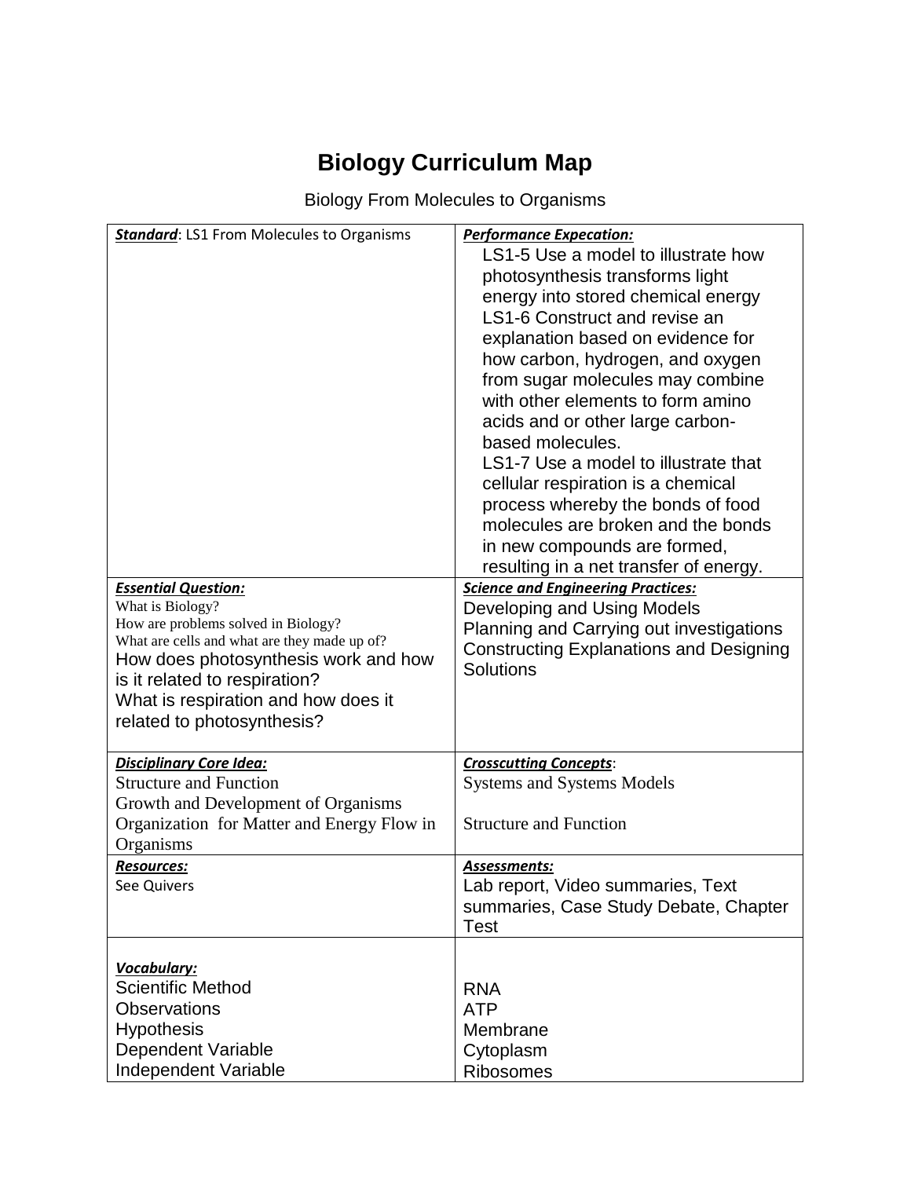# Biology Curriculum Map

Biology From Molecules to Organisms

| ***Standard***: LS1 From Molecules to Organisms | ***Performance Expecation:*** LS1-5 Use a model to illustrate how photosynthesis transforms light energy into stored chemical energy LS1-6 Construct and revise an explanation based on evidence for how carbon, hydrogen, and oxygen from sugar molecules may combine with other elements to form amino acids and or other large carbon-based molecules. LS1-7 Use a model to illustrate that cellular respiration is a chemical process whereby the bonds of food molecules are broken and the bonds in new compounds are formed, resulting in a net transfer of energy. |
|---|---|
| ***Essential Question:*** What is Biology? How are problems solved in Biology? What are cells and what are they made up of? How does photosynthesis work and how is it related to respiration? What is respiration and how does it related to photosynthesis? | ***Science and Engineering Practices:*** Developing and Using Models Planning and Carrying out investigations Constructing Explanations and Designing Solutions |
| ***Disciplinary Core Idea:*** Structure and Function Growth and Development of Organisms Organization for Matter and Energy Flow in Organisms | ***Crosscutting Concepts***: Systems and Systems Models Structure and Function |
| ***Resources:*** See Quivers | ***Assessments:*** Lab report, Video summaries, Text summaries, Case Study Debate, Chapter Test |
| ***Vocabulary:*** Scientific Method Observations Hypothesis Dependent Variable Independent Variable | RNA ATP Membrane Cytoplasm Ribosomes |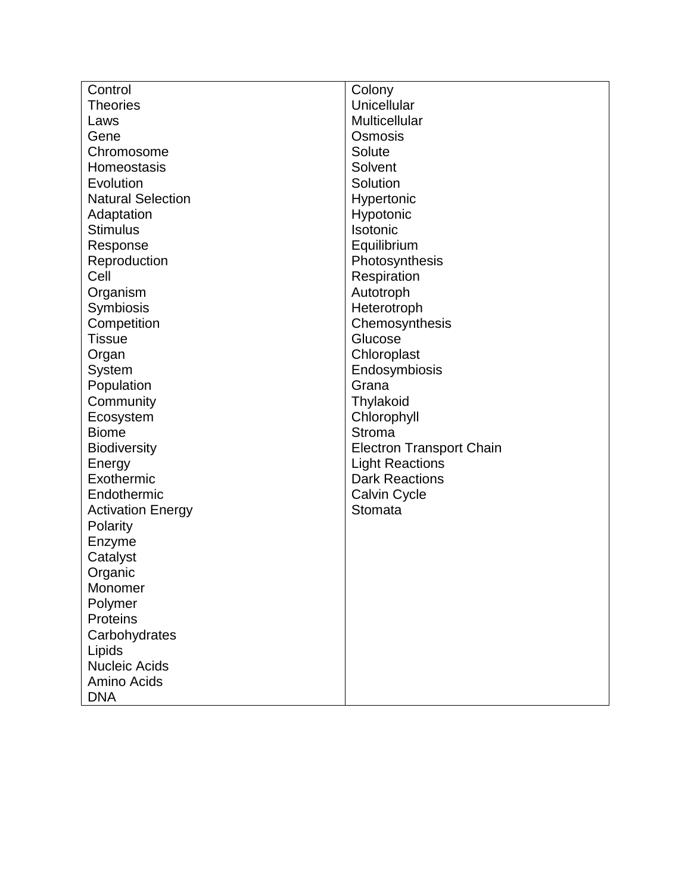| | |
|---|---|
| Control<br>Theories<br>Laws<br>Gene<br>Chromosome<br>Homeostasis<br>Evolution<br>Natural Selection<br>Adaptation<br>Stimulus<br>Response<br>Reproduction<br>Cell<br>Organism<br>Symbiosis<br>Competition<br>Tissue<br>Organ<br>System<br>Population<br>Community<br>Ecosystem<br>Biome<br>Biodiversity<br>Energy<br>Exothermic<br>Endothermic<br>Activation Energy<br>Polarity<br>Enzyme<br>Catalyst<br>Organic<br>Monomer<br>Polymer<br>Proteins<br>Carbohydrates<br>Lipids<br>Nucleic Acids<br>Amino Acids<br>DNA | Colony<br>Unicellular<br>Multicellular<br>Osmosis<br>Solute<br>Solvent<br>Solution<br>Hypertonic<br>Hypotonic<br>Isotonic<br>Equilibrium<br>Photosynthesis<br>Respiration<br>Autotroph<br>Heterotroph<br>Chemosynthesis<br>Glucose<br>Chloroplast<br>Endosymbiosis<br>Grana<br>Thylakoid<br>Chlorophyll<br>Stroma<br>Electron Transport Chain<br>Light Reactions<br>Dark Reactions<br>Calvin Cycle<br>Stomata |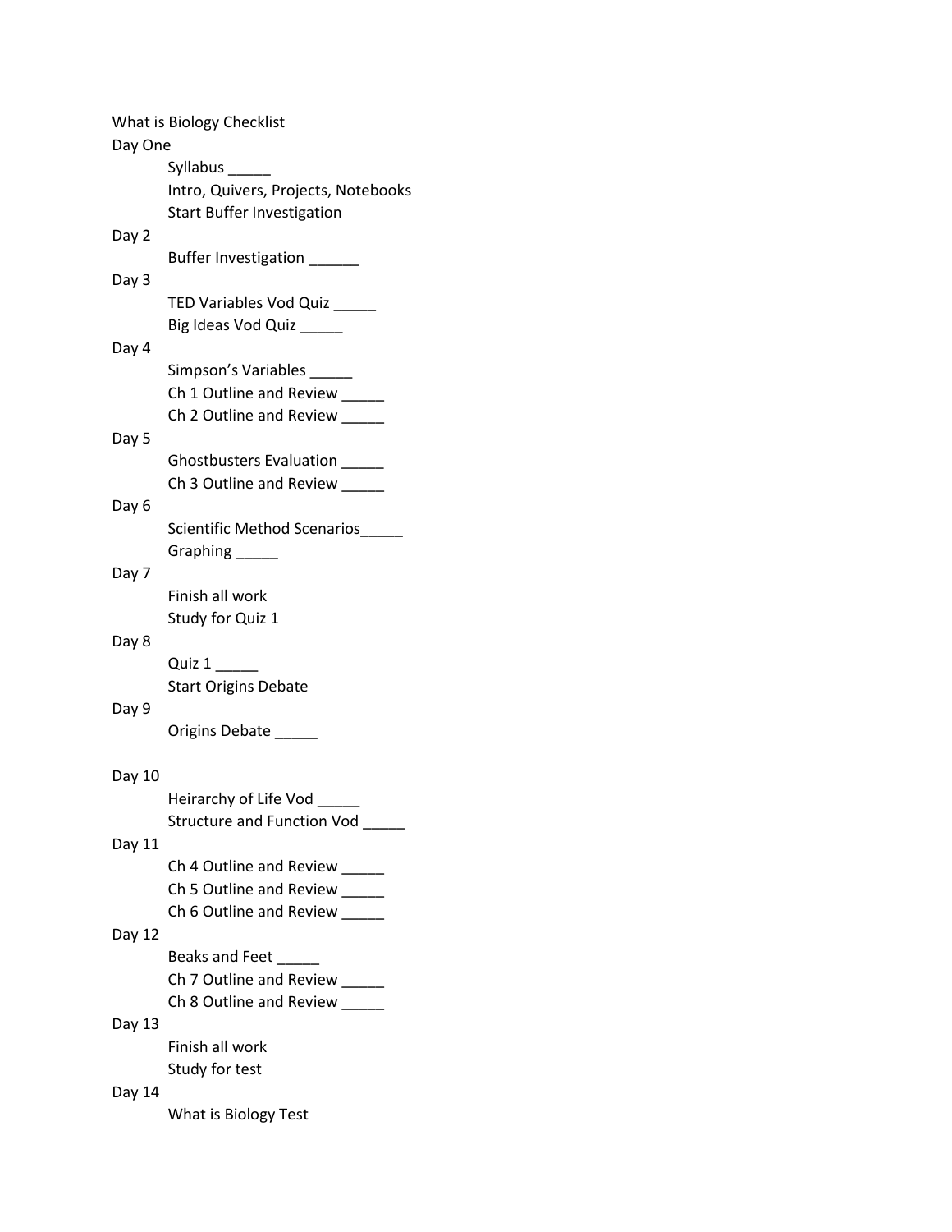What is Biology Checklist

Day One

- Syllabus _____
- Intro, Quivers, Projects, Notebooks
- Start Buffer Investigation

Day 2

- Buffer Investigation ______

Day 3

- TED Variables Vod Quiz _____
- Big Ideas Vod Quiz _____

Day 4

- Simpson's Variables _____
- Ch 1 Outline and Review _____
- Ch 2 Outline and Review _____

Day 5

- Ghostbusters Evaluation _____
- Ch 3 Outline and Review _____

Day 6

- Scientific Method Scenarios_____
- Graphing _____

Day 7

- Finish all work
- Study for Quiz 1

Day 8

- Quiz 1 _____
- Start Origins Debate

Day 9

- Origins Debate _____

Day 10

- Heirarchy of Life Vod _____
- Structure and Function Vod _____

Day 11

- Ch 4 Outline and Review _____
- Ch 5 Outline and Review _____
- Ch 6 Outline and Review _____

Day 12

- Beaks and Feet _____
- Ch 7 Outline and Review _____
- Ch 8 Outline and Review _____

Day 13

- Finish all work
- Study for test

Day 14

- What is Biology Test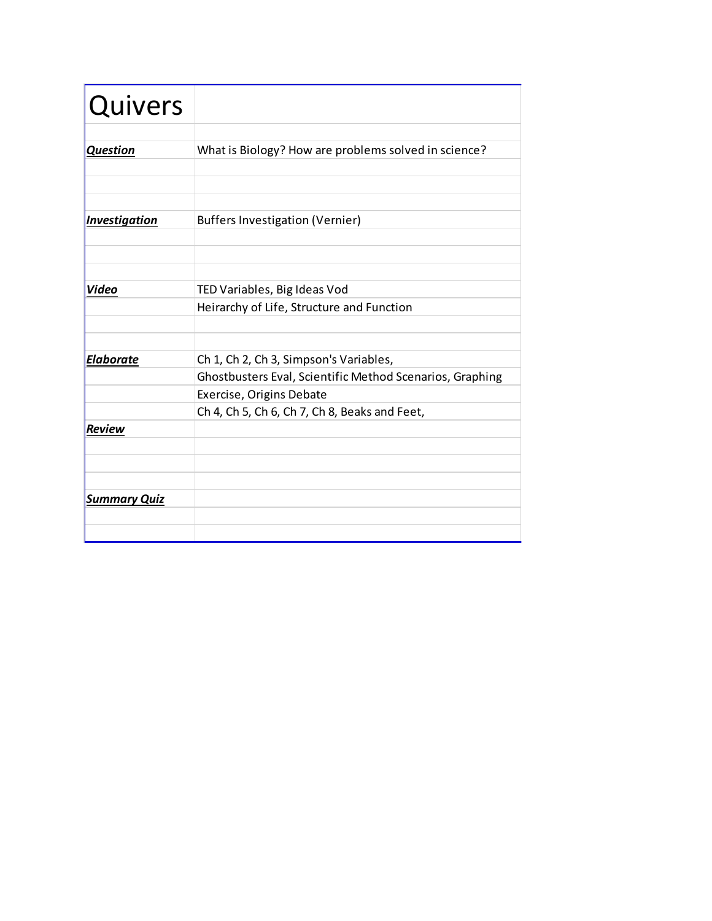| Quivers | |
|---|---|
| | |
| ***Question*** | What is Biology? How are problems solved in science? |
| | |
| | |
| | |
| ***Investigation*** | Buffers Investigation (Vernier) |
| | |
| | |
| | |
| ***Video*** | TED Variables, Big Ideas Vod |
| | Heirarchy of Life, Structure and Function |
| | |
| | |
| ***Elaborate*** | Ch 1, Ch 2, Ch 3, Simpson's Variables, |
| | Ghostbusters Eval, Scientific Method Scenarios, Graphing |
| | Exercise, Origins Debate |
| | Ch 4, Ch 5, Ch 6, Ch 7, Ch 8, Beaks and Feet, |
| ***Review*** | |
| | |
| | |
| | |
| ***Summary Quiz*** | |
| | |
| | |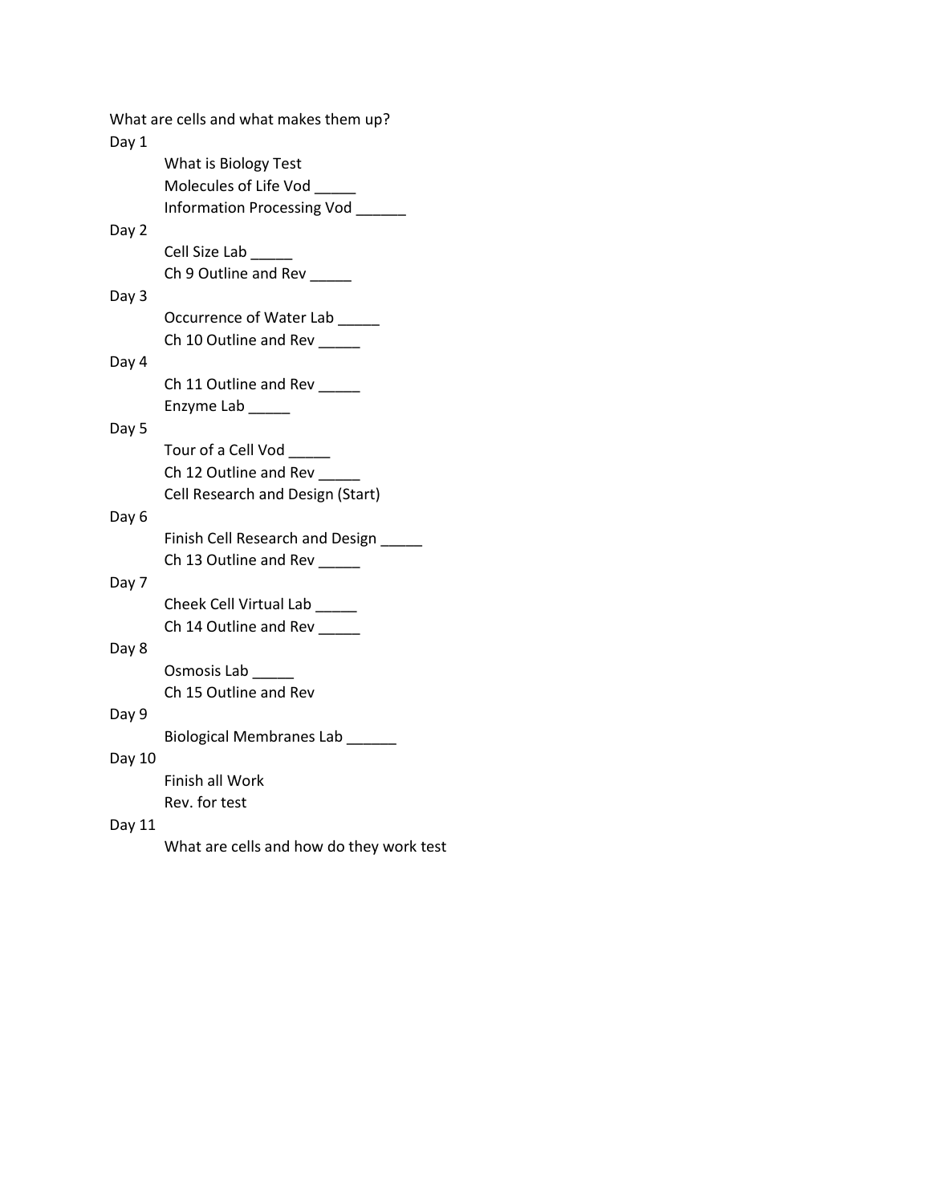What are cells and what makes them up?

Day 1

- What is Biology Test
- Molecules of Life Vod _____
- Information Processing Vod ______

Day 2

- Cell Size Lab _____
- Ch 9 Outline and Rev _____

Day 3

- Occurrence of Water Lab _____
- Ch 10 Outline and Rev _____

Day 4

- Ch 11 Outline and Rev _____
- Enzyme Lab _____

Day 5

- Tour of a Cell Vod _____
- Ch 12 Outline and Rev _____
- Cell Research and Design (Start)

Day 6

- Finish Cell Research and Design _____
- Ch 13 Outline and Rev _____

Day 7

- Cheek Cell Virtual Lab _____
- Ch 14 Outline and Rev _____

Day 8

- Osmosis Lab _____
- Ch 15 Outline and Rev

Day 9

- Biological Membranes Lab ______

Day 10

- Finish all Work
- Rev. for test

Day 11

- What are cells and how do they work test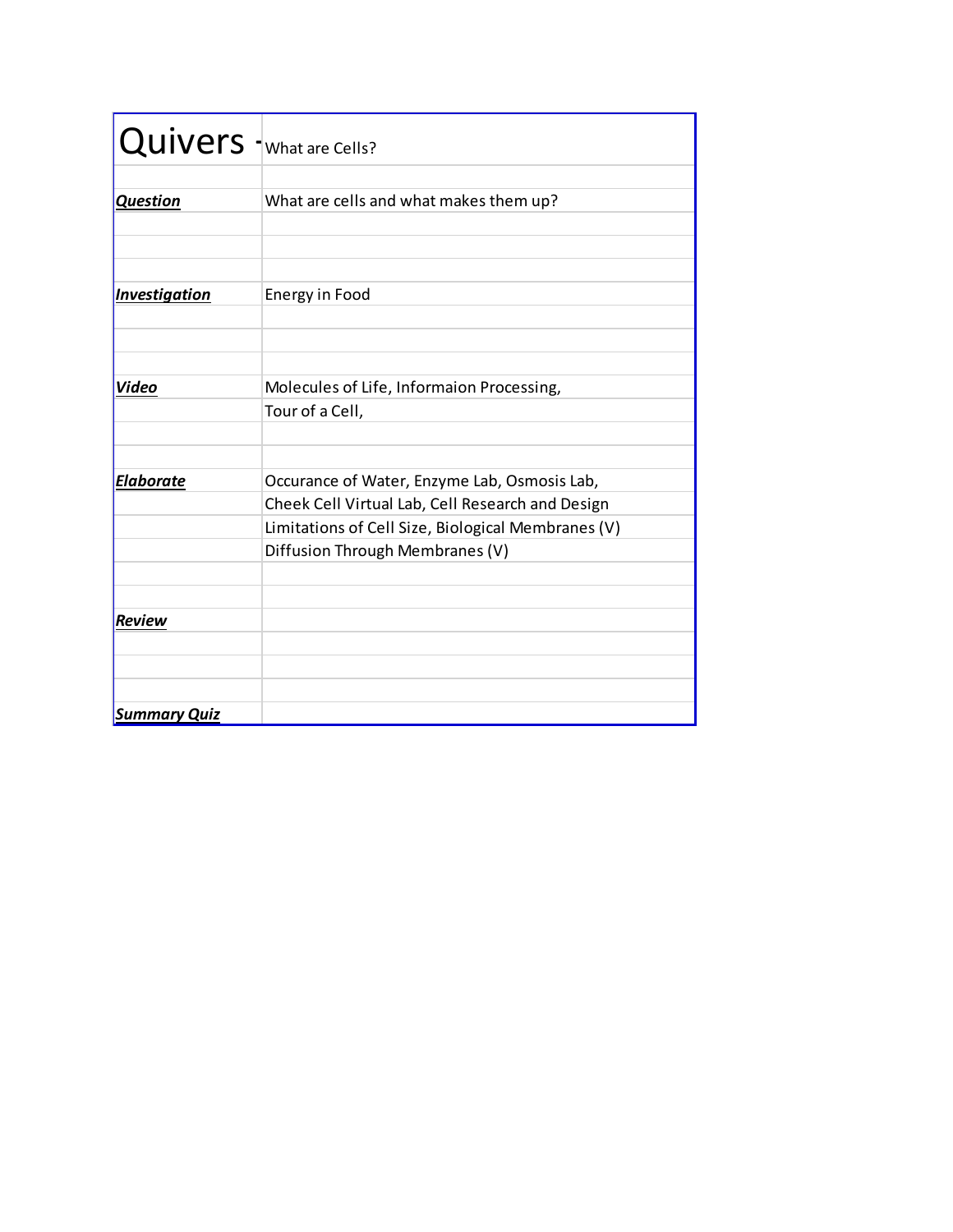| Quivers - | What are Cells? |
|---|---|
| | |
| ***Question*** | What are cells and what makes them up? |
| | |
| | |
| | |
| ***Investigation*** | Energy in Food |
| | |
| | |
| | |
| ***Video*** | Molecules of Life, Informaion Processing, |
| | Tour of a Cell, |
| | |
| | |
| ***Elaborate*** | Occurance of Water, Enzyme Lab, Osmosis Lab, |
| | Cheek Cell Virtual Lab, Cell Research and Design |
| | Limitations of Cell Size, Biological Membranes (V) |
| | Diffusion Through Membranes (V) |
| | |
| | |
| ***Review*** | |
| | |
| | |
| | |
| ***Summary Quiz*** | |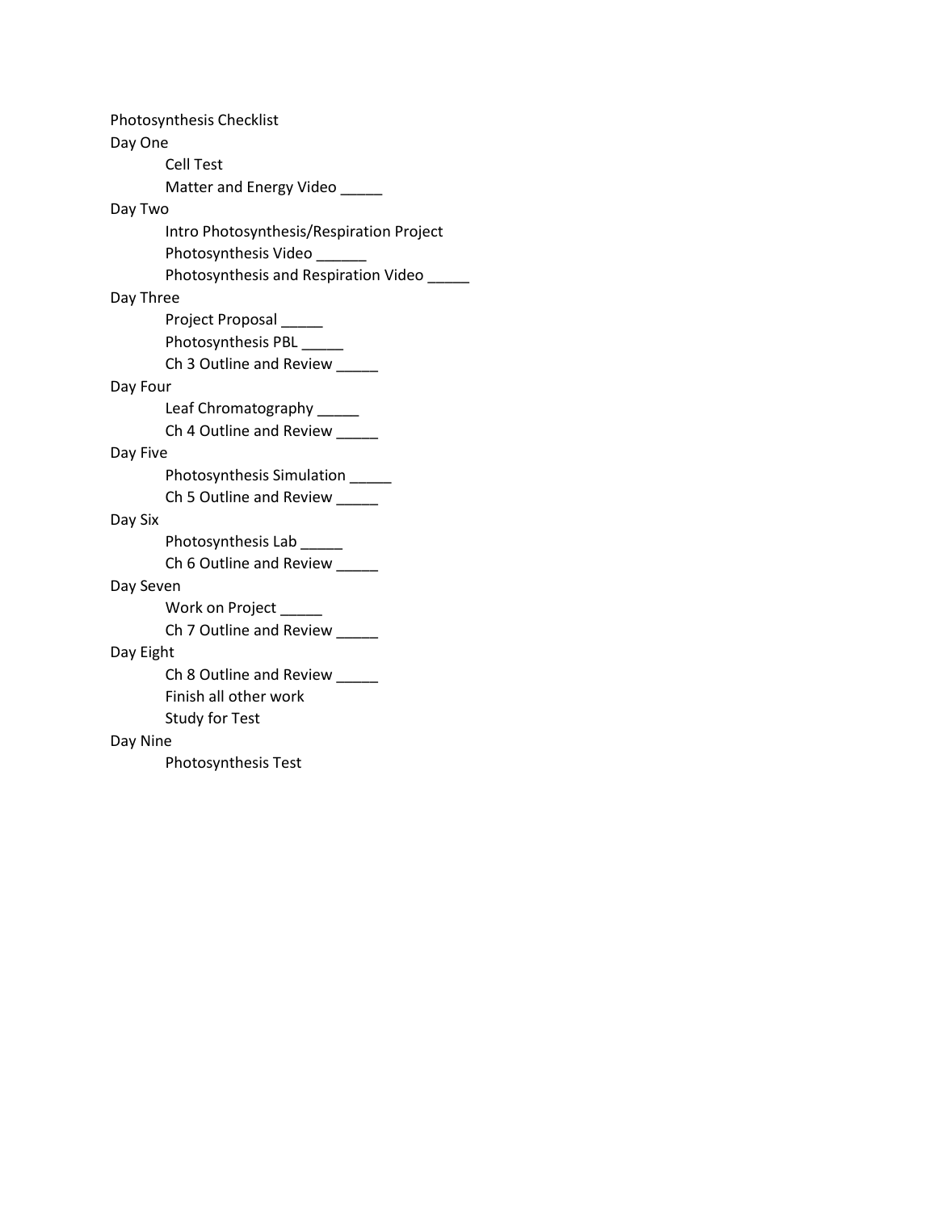Photosynthesis Checklist

Day One

- Cell Test
- Matter and Energy Video _____

Day Two

- Intro Photosynthesis/Respiration Project
- Photosynthesis Video ______
- Photosynthesis and Respiration Video _____

Day Three

- Project Proposal _____
- Photosynthesis PBL _____
- Ch 3 Outline and Review _____

Day Four

- Leaf Chromatography _____
- Ch 4 Outline and Review _____

Day Five

- Photosynthesis Simulation _____
- Ch 5 Outline and Review _____

Day Six

- Photosynthesis Lab _____
- Ch 6 Outline and Review _____

Day Seven

- Work on Project _____
- Ch 7 Outline and Review _____

Day Eight

- Ch 8 Outline and Review _____
- Finish all other work
- Study for Test

Day Nine

- Photosynthesis Test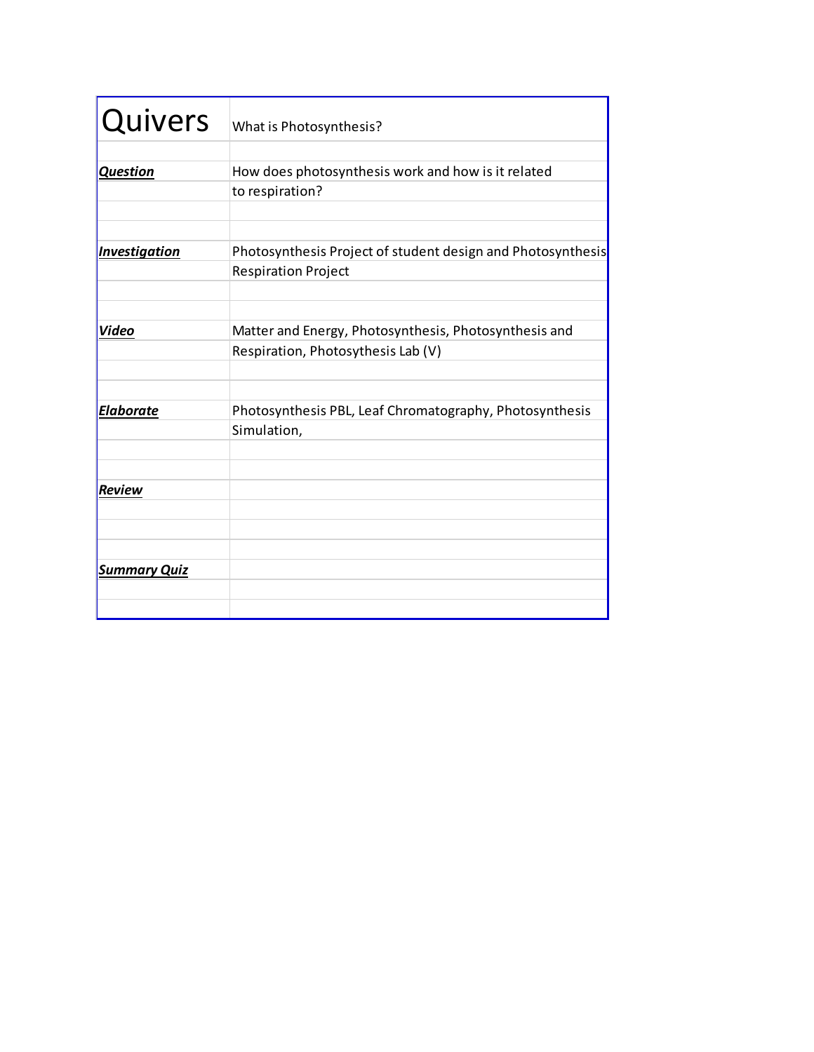| Quivers | What is Photosynthesis? |
| --- | --- |
| ***Question*** | How does photosynthesis work and how is it related to respiration? |
| ***Investigation*** | Photosynthesis Project of student design and Photosynthesis Respiration Project |
| ***Video*** | Matter and Energy, Photosynthesis, Photosynthesis and Respiration, Photosythesis Lab (V) |
| ***Elaborate*** | Photosynthesis PBL, Leaf Chromatography, Photosynthesis Simulation, |
| ***Review*** | |
| ***Summary Quiz*** | |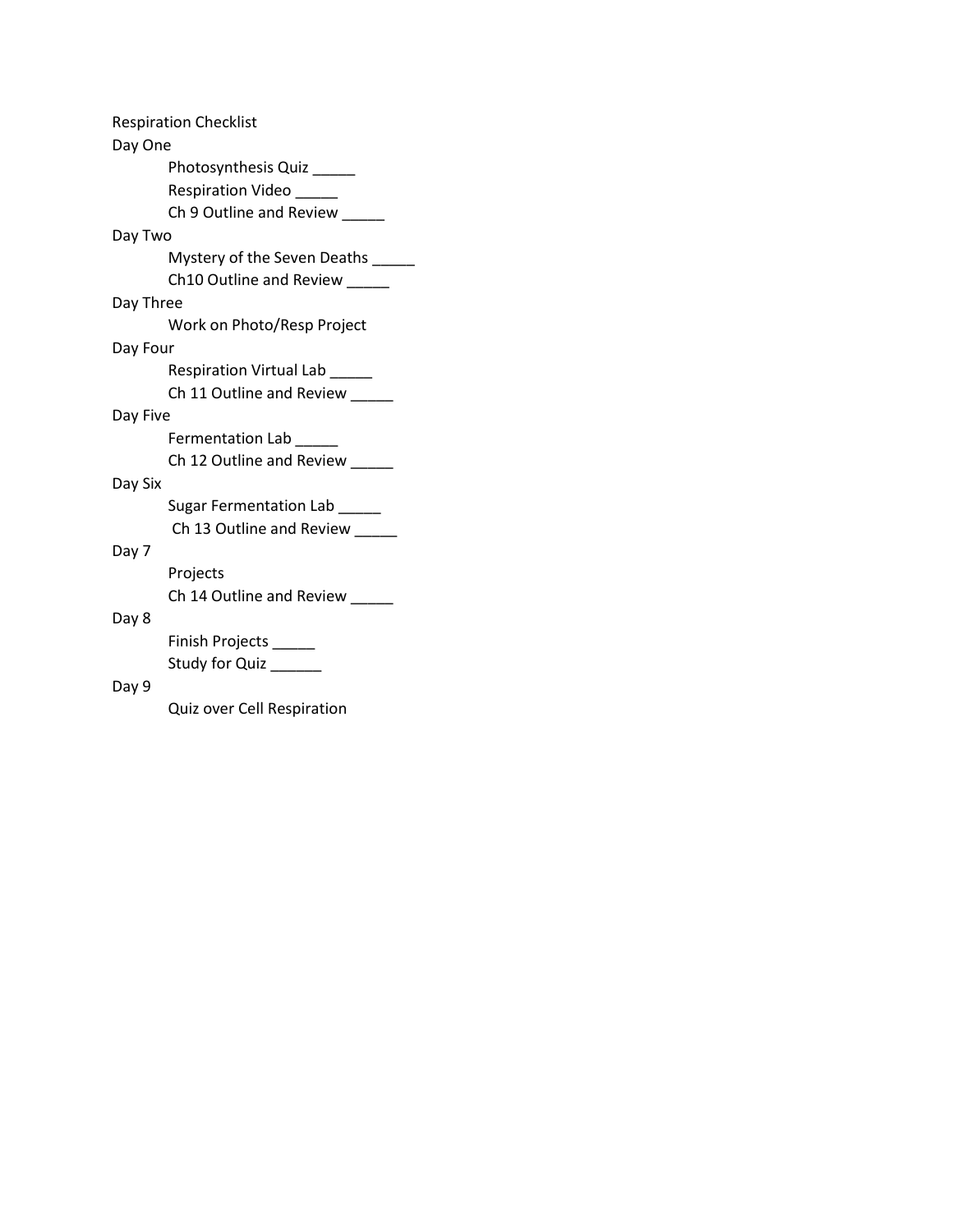Respiration Checklist

Day One

- Photosynthesis Quiz _____
- Respiration Video _____
- Ch 9 Outline and Review _____

Day Two

- Mystery of the Seven Deaths _____
- Ch10 Outline and Review _____

Day Three

- Work on Photo/Resp Project

Day Four

- Respiration Virtual Lab _____
- Ch 11 Outline and Review _____

Day Five

- Fermentation Lab _____
- Ch 12 Outline and Review _____

Day Six

- Sugar Fermentation Lab _____
- Ch 13 Outline and Review _____

Day 7

- Projects
- Ch 14 Outline and Review _____

Day 8

- Finish Projects _____
- Study for Quiz ______

Day 9

- Quiz over Cell Respiration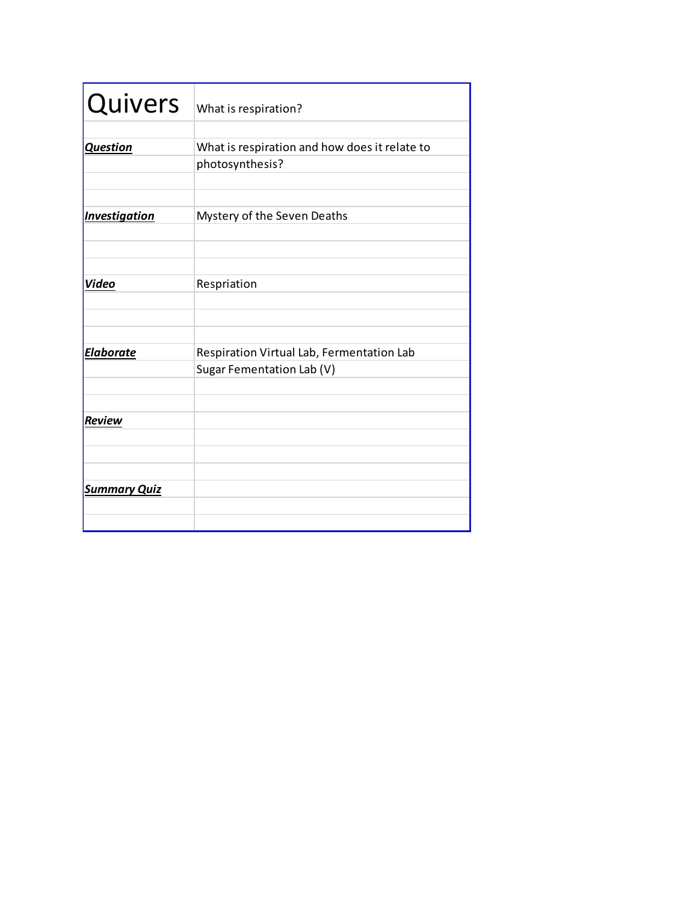| Quivers | What is respiration? |
|---|---|
| | |
| ***Question*** | What is respiration and how does it relate to photosynthesis? |
| | |
| ***Investigation*** | Mystery of the Seven Deaths |
| | |
| ***Video*** | Respriation |
| | |
| ***Elaborate*** | Respiration Virtual Lab, Fermentation Lab |
| | Sugar Fementation Lab (V) |
| | |
| ***Review*** | |
| | |
| ***Summary Quiz*** | |
| | |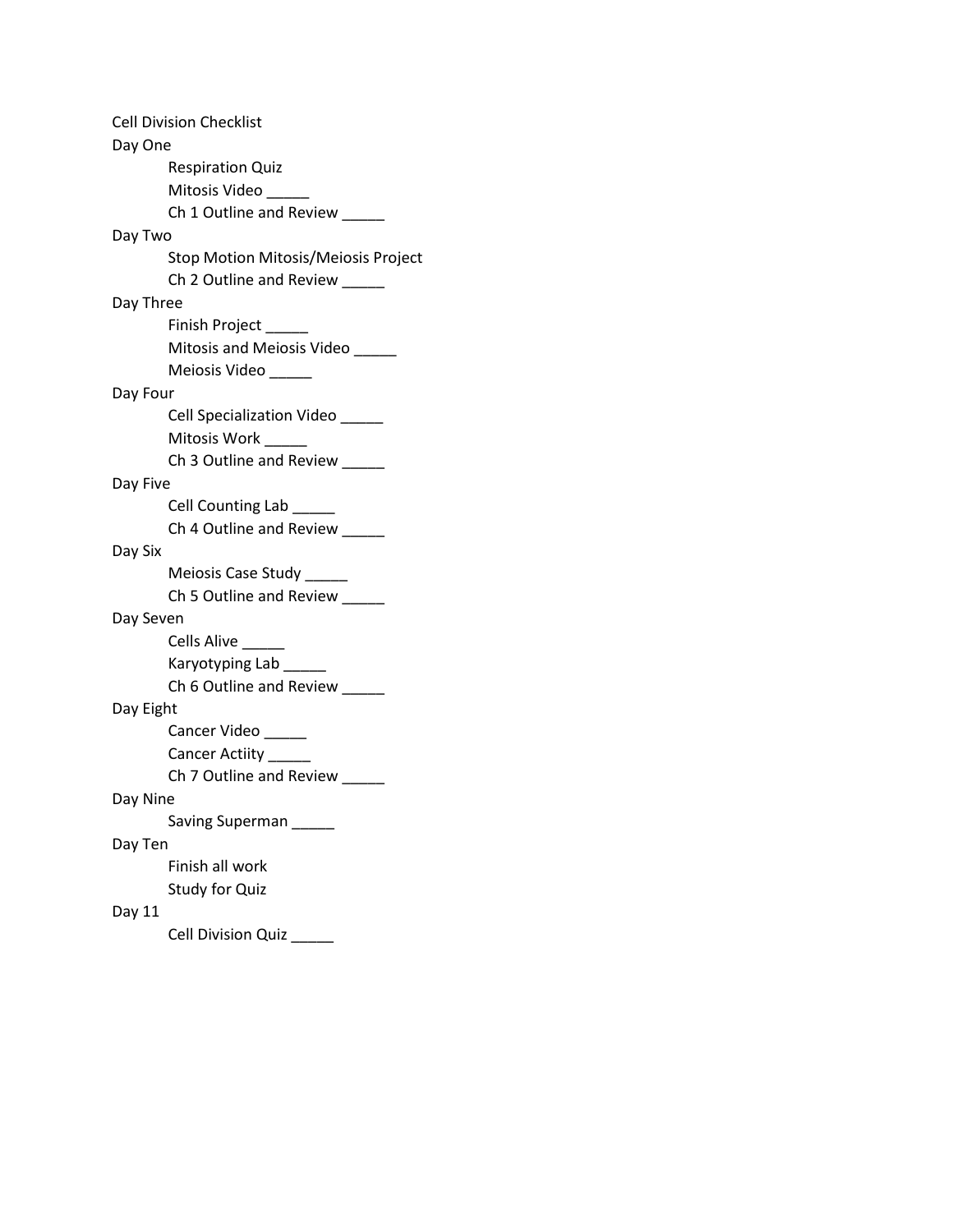# Cell Division Checklist

## Day One

- Respiration Quiz
- Mitosis Video _____
- Ch 1 Outline and Review _____

## Day Two

- Stop Motion Mitosis/Meiosis Project
- Ch 2 Outline and Review _____

## Day Three

- Finish Project _____
- Mitosis and Meiosis Video _____
- Meiosis Video _____

## Day Four

- Cell Specialization Video _____
- Mitosis Work _____
- Ch 3 Outline and Review _____

## Day Five

- Cell Counting Lab _____
- Ch 4 Outline and Review _____

## Day Six

- Meiosis Case Study _____
- Ch 5 Outline and Review _____

## Day Seven

- Cells Alive _____
- Karyotyping Lab _____
- Ch 6 Outline and Review _____

## Day Eight

- Cancer Video _____
- Cancer Actiity _____
- Ch 7 Outline and Review _____

## Day Nine

- Saving Superman _____

## Day Ten

- Finish all work
- Study for Quiz

## Day 11

- Cell Division Quiz _____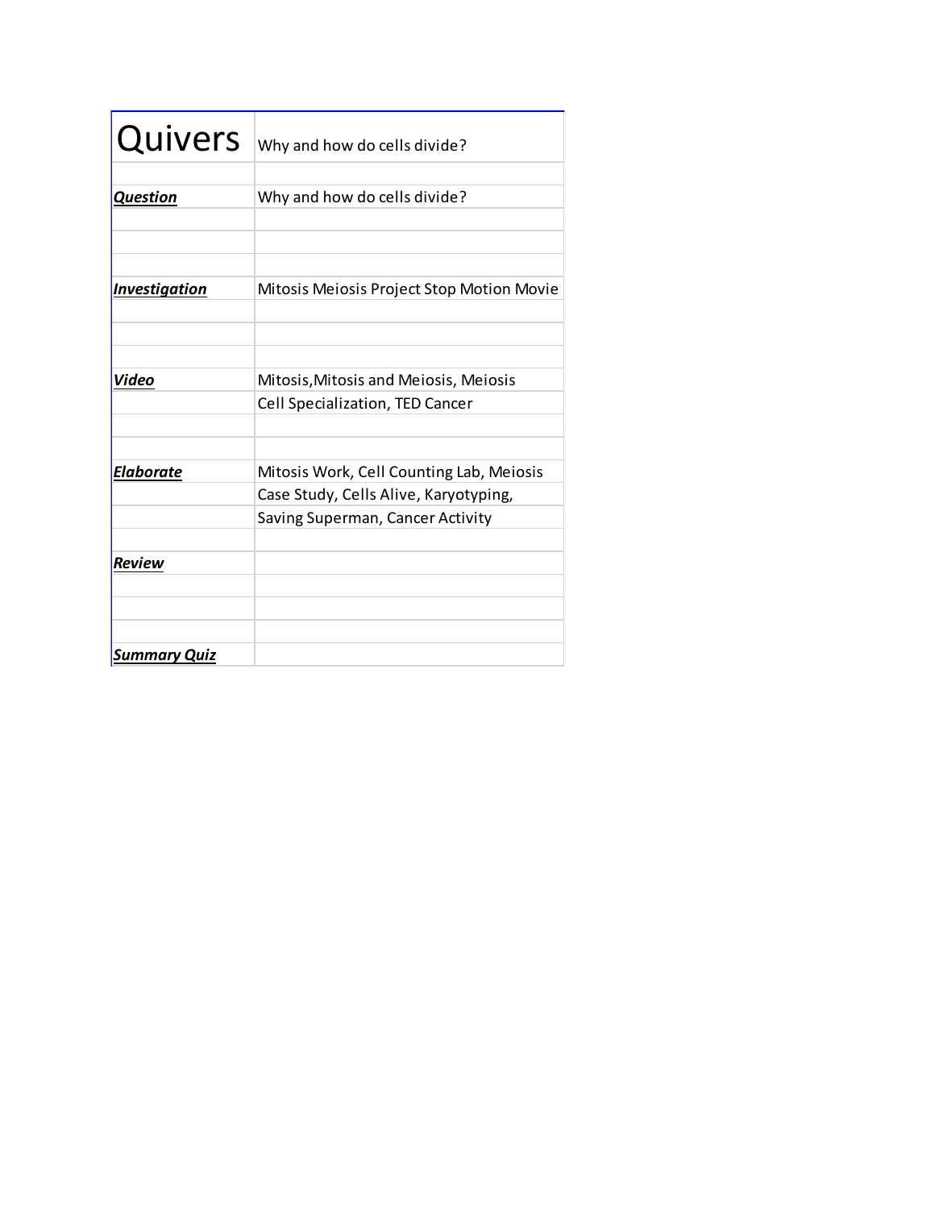| Quivers | Why and how do cells divide? |
| --- | --- |
| | |
| ***Question*** | Why and how do cells divide? |
| | |
| | |
| | |
| ***Investigation*** | Mitosis Meiosis Project Stop Motion Movie |
| | |
| | |
| | |
| ***Video*** | Mitosis,Mitosis and Meiosis, Meiosis |
| | Cell Specialization, TED Cancer |
| | |
| | |
| ***Elaborate*** | Mitosis Work, Cell Counting Lab, Meiosis |
| | Case Study, Cells Alive, Karyotyping, |
| | Saving Superman, Cancer Activity |
| | |
| ***Review*** | |
| | |
| | |
| | |
| ***Summary Quiz*** | |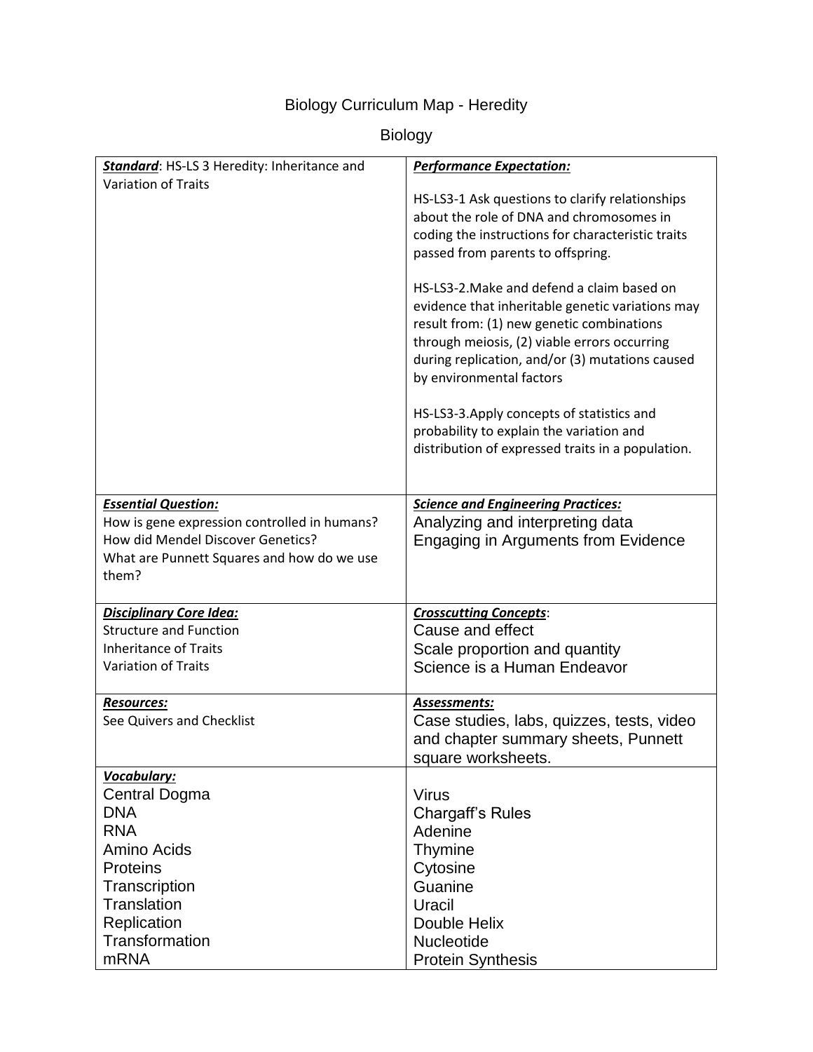Biology Curriculum Map - Heredity

Biology

| ***Standard***: HS-LS 3 Heredity: Inheritance and Variation of Traits | ***Performance Expectation:***<br><br>HS-LS3-1 Ask questions to clarify relationships about the role of DNA and chromosomes in coding the instructions for characteristic traits passed from parents to offspring.<br><br>HS-LS3-2.Make and defend a claim based on evidence that inheritable genetic variations may result from: (1) new genetic combinations through meiosis, (2) viable errors occurring during replication, and/or (3) mutations caused by environmental factors<br><br>HS-LS3-3.Apply concepts of statistics and probability to explain the variation and distribution of expressed traits in a population. |
|---|---|
| ***Essential Question:***<br>How is gene expression controlled in humans?<br>How did Mendel Discover Genetics?<br>What are Punnett Squares and how do we use them? | ***Science and Engineering Practices:***<br>Analyzing and interpreting data<br>Engaging in Arguments from Evidence |
| ***Disciplinary Core Idea:***<br>Structure and Function<br>Inheritance of Traits<br>Variation of Traits | ***Crosscutting Concepts***:<br>Cause and effect<br>Scale proportion and quantity<br>Science is a Human Endeavor |
| ***Resources:***<br>See Quivers and Checklist | ***Assessments:***<br>Case studies, labs, quizzes, tests, video and chapter summary sheets, Punnett square worksheets. |
| ***Vocabulary:***<br>Central Dogma<br>DNA<br>RNA<br>Amino Acids<br>Proteins<br>Transcription<br>Translation<br>Replication<br>Transformation<br>mRNA | <br>Virus<br>Chargaff's Rules<br>Adenine<br>Thymine<br>Cytosine<br>Guanine<br>Uracil<br>Double Helix<br>Nucleotide<br>Protein Synthesis |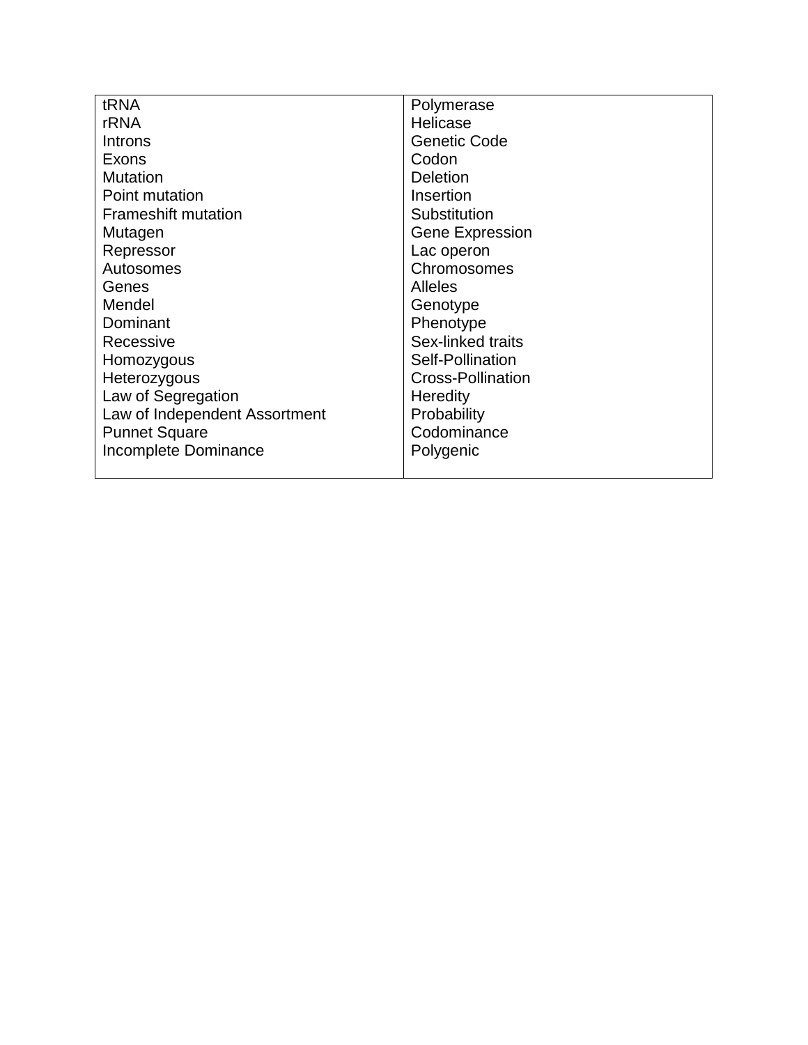| tRNA | Polymerase |
| --- | --- |
| rRNA | Helicase |
| Introns | Genetic Code |
| Exons | Codon |
| Mutation | Deletion |
| Point mutation | Insertion |
| Frameshift mutation | Substitution |
| Mutagen | Gene Expression |
| Repressor | Lac operon |
| Autosomes | Chromosomes |
| Genes | Alleles |
| Mendel | Genotype |
| Dominant | Phenotype |
| Recessive | Sex-linked traits |
| Homozygous | Self-Pollination |
| Heterozygous | Cross-Pollination |
| Law of Segregation | Heredity |
| Law of Independent Assortment | Probability |
| Punnet Square | Codominance |
| Incomplete Dominance | Polygenic |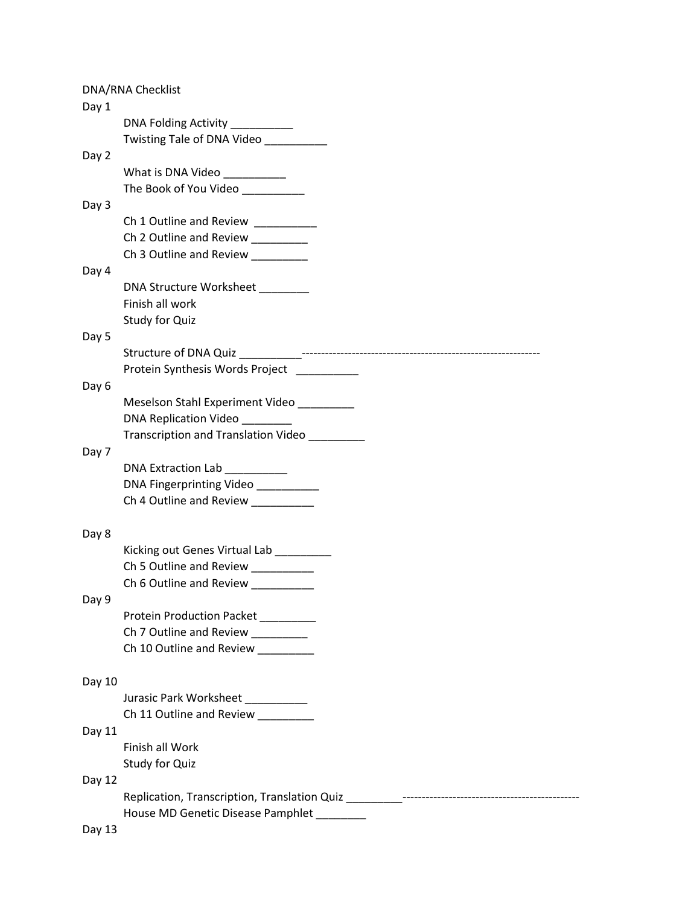DNA/RNA Checklist

Day 1

- DNA Folding Activity __________
- Twisting Tale of DNA Video __________

Day 2

- What is DNA Video __________
- The Book of You Video __________

Day 3

- Ch 1 Outline and Review __________
- Ch 2 Outline and Review _________
- Ch 3 Outline and Review _________

Day 4

- DNA Structure Worksheet ________
- Finish all work
- Study for Quiz

Day 5

- Structure of DNA Quiz __________-------------------------------------------------------------
- Protein Synthesis Words Project __________

Day 6

- Meselson Stahl Experiment Video _________
- DNA Replication Video ________
- Transcription and Translation Video _________

Day 7

- DNA Extraction Lab __________
- DNA Fingerprinting Video __________
- Ch 4 Outline and Review __________

Day 8

- Kicking out Genes Virtual Lab _________
- Ch 5 Outline and Review __________
- Ch 6 Outline and Review __________

Day 9

- Protein Production Packet _________
- Ch 7 Outline and Review _________
- Ch 10 Outline and Review _________

Day 10

- Jurasic Park Worksheet __________
- Ch 11 Outline and Review _________

Day 11

- Finish all Work
- Study for Quiz

Day 12

- Replication, Transcription, Translation Quiz _________---------------------------------------------
- House MD Genetic Disease Pamphlet ________

Day 13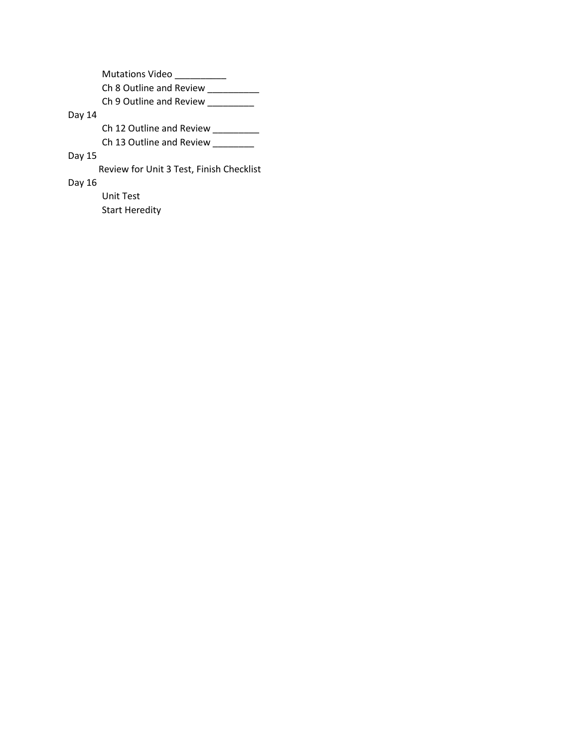Mutations Video __________
Ch 8 Outline and Review __________
Ch 9 Outline and Review _________

Day 14

Ch 12 Outline and Review _________
Ch 13 Outline and Review ________

Day 15

Review for Unit 3 Test, Finish Checklist

Day 16

Unit Test
Start Heredity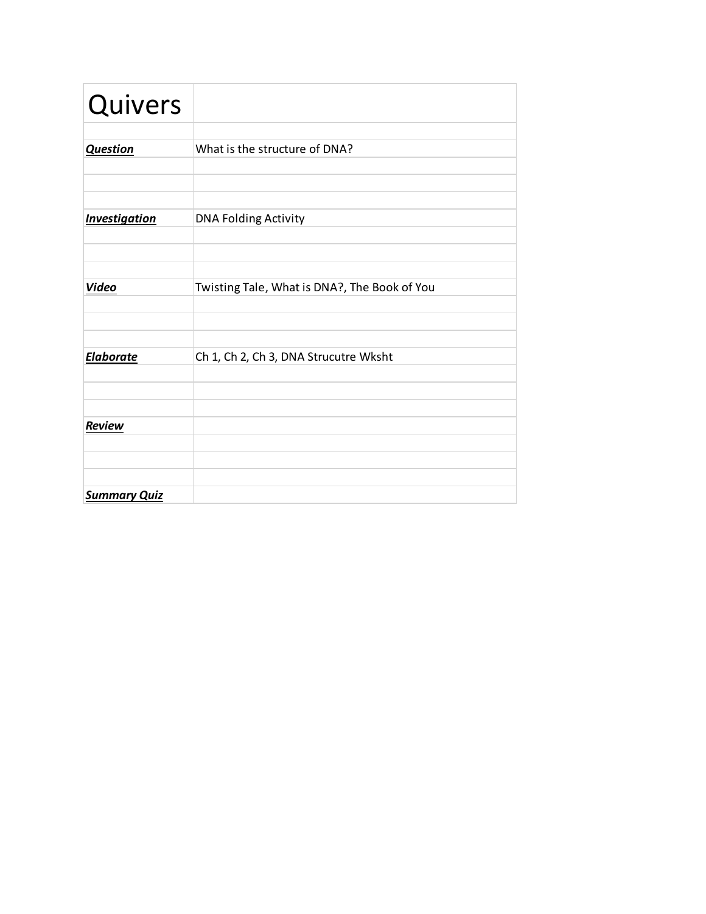| Quivers | |
|---|---|
| ***Question*** | What is the structure of DNA? |
| ***Investigation*** | DNA Folding Activity |
| ***Video*** | Twisting Tale, What is DNA?, The Book of You |
| ***Elaborate*** | Ch 1, Ch 2, Ch 3, DNA Strucutre Wksht |
| ***Review*** | |
| ***Summary Quiz*** | |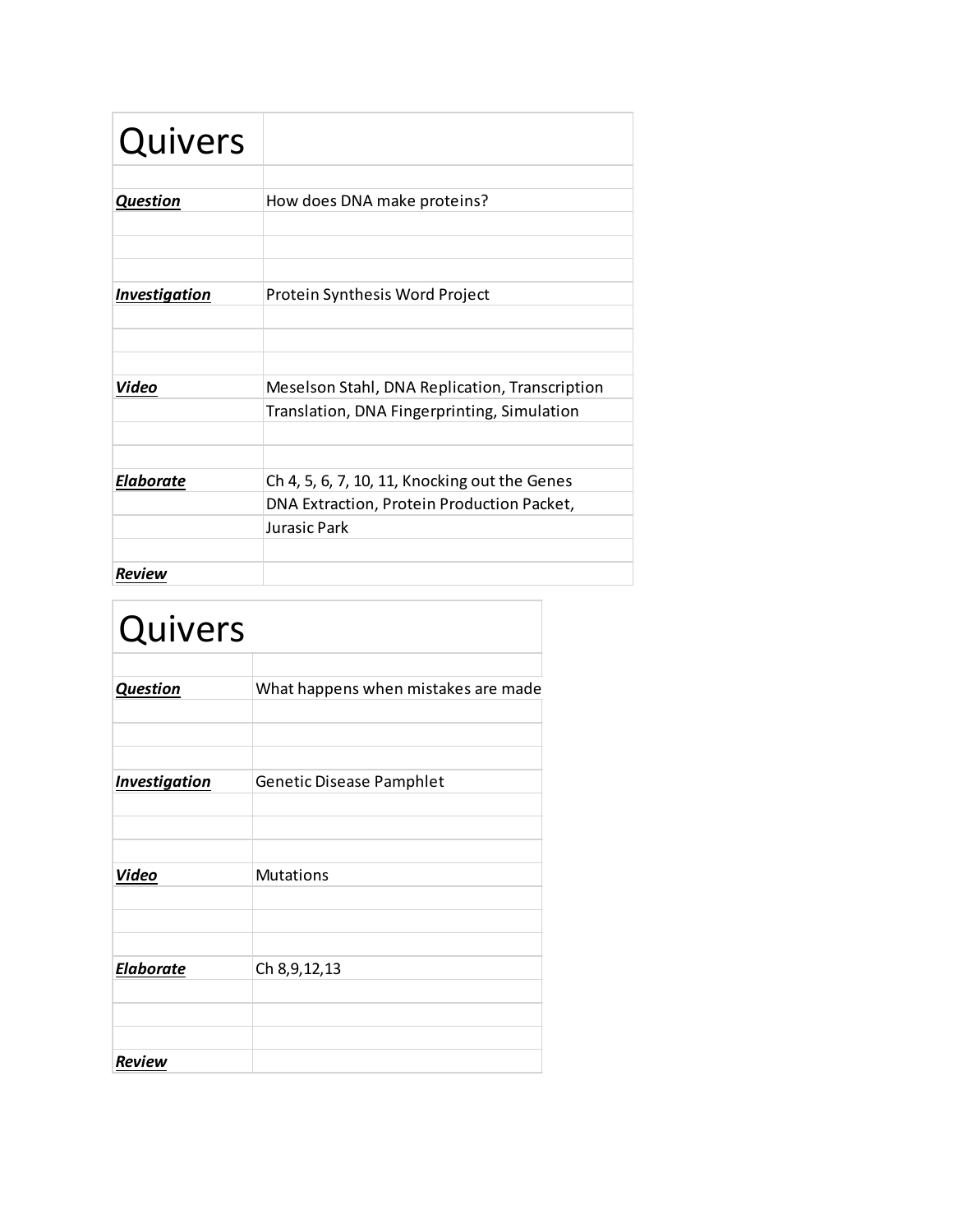| Quivers | |
|---|---|
| | |
| ***Question*** | How does DNA make proteins? |
| | |
| | |
| | |
| ***Investigation*** | Protein Synthesis Word Project |
| | |
| | |
| | |
| ***Video*** | Meselson Stahl, DNA Replication, Transcription |
| | Translation, DNA Fingerprinting, Simulation |
| | |
| | |
| ***Elaborate*** | Ch 4, 5, 6, 7, 10, 11, Knocking out the Genes |
| | DNA Extraction, Protein Production Packet, |
| | Jurasic Park |
| | |
| ***Review*** | |

| Quivers | |
|---|---|
| | |
| ***Question*** | What happens when mistakes are made |
| | |
| | |
| | |
| ***Investigation*** | Genetic Disease Pamphlet |
| | |
| | |
| | |
| ***Video*** | Mutations |
| | |
| | |
| | |
| ***Elaborate*** | Ch 8,9,12,13 |
| | |
| | |
| ***Review*** | |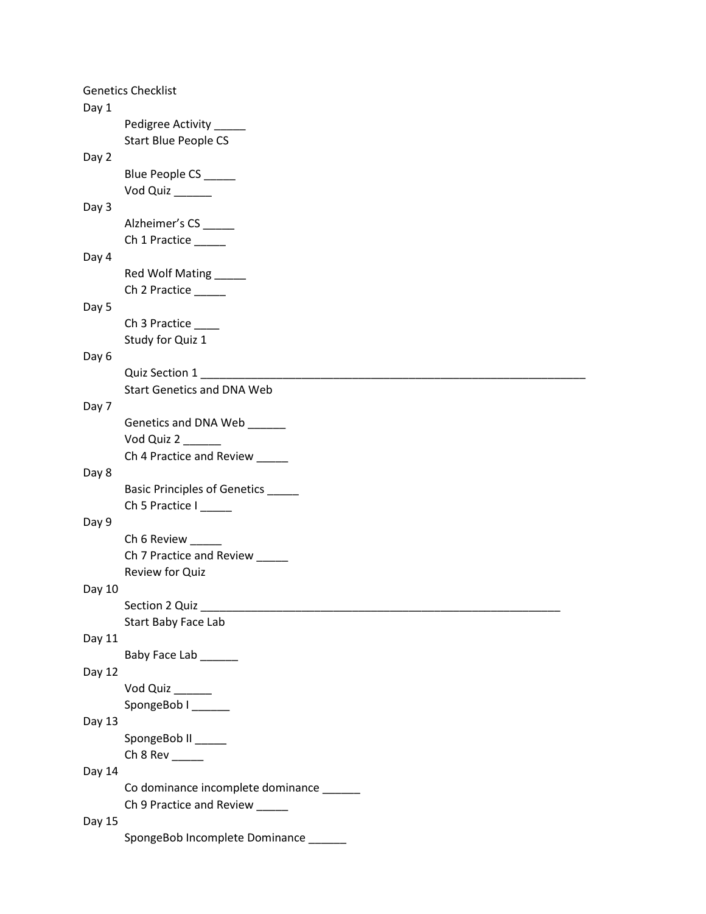# Genetics Checklist

Day 1

- Pedigree Activity _____
- Start Blue People CS

Day 2

- Blue People CS _____
- Vod Quiz ______

Day 3

- Alzheimer's CS _____
- Ch 1 Practice _____

Day 4

- Red Wolf Mating _____
- Ch 2 Practice _____

Day 5

- Ch 3 Practice ____
- Study for Quiz 1

Day 6

- Quiz Section 1 ________________________________________________________________
- Start Genetics and DNA Web

Day 7

- Genetics and DNA Web ______
- Vod Quiz 2 ______
- Ch 4 Practice and Review _____

Day 8

- Basic Principles of Genetics _____
- Ch 5 Practice I _____

Day 9

- Ch 6 Review _____
- Ch 7 Practice and Review _____
- Review for Quiz

Day 10

- Section 2 Quiz ____________________________________________________________
- Start Baby Face Lab

Day 11

- Baby Face Lab ______

Day 12

- Vod Quiz ______
- SpongeBob I ______

Day 13

- SpongeBob II _____
- Ch 8 Rev _____

Day 14

- Co dominance incomplete dominance ______
- Ch 9 Practice and Review _____

Day 15

- SpongeBob Incomplete Dominance ______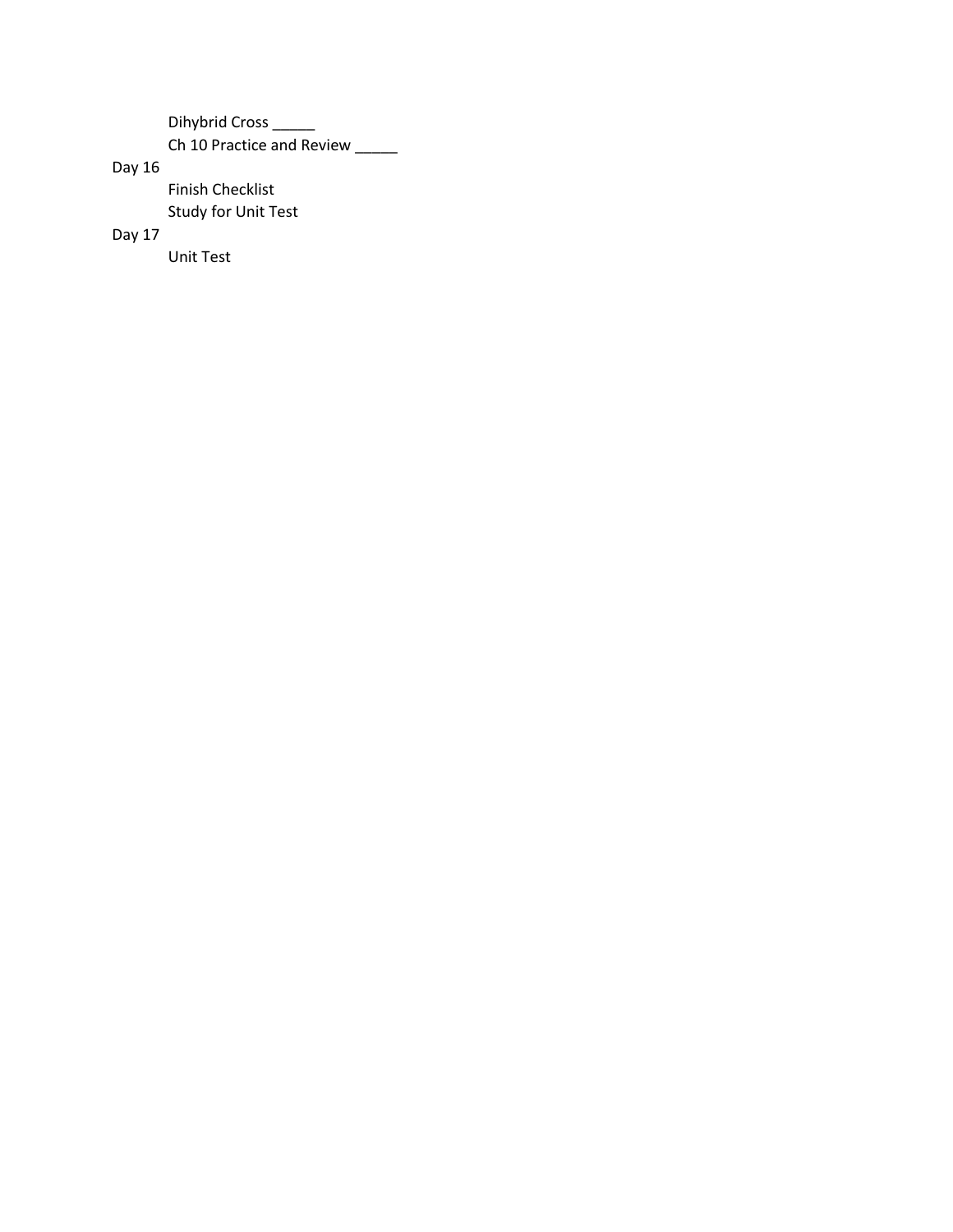- Dihybrid Cross _____
- Ch 10 Practice and Review _____

Day 16

- Finish Checklist
- Study for Unit Test

Day 17

- Unit Test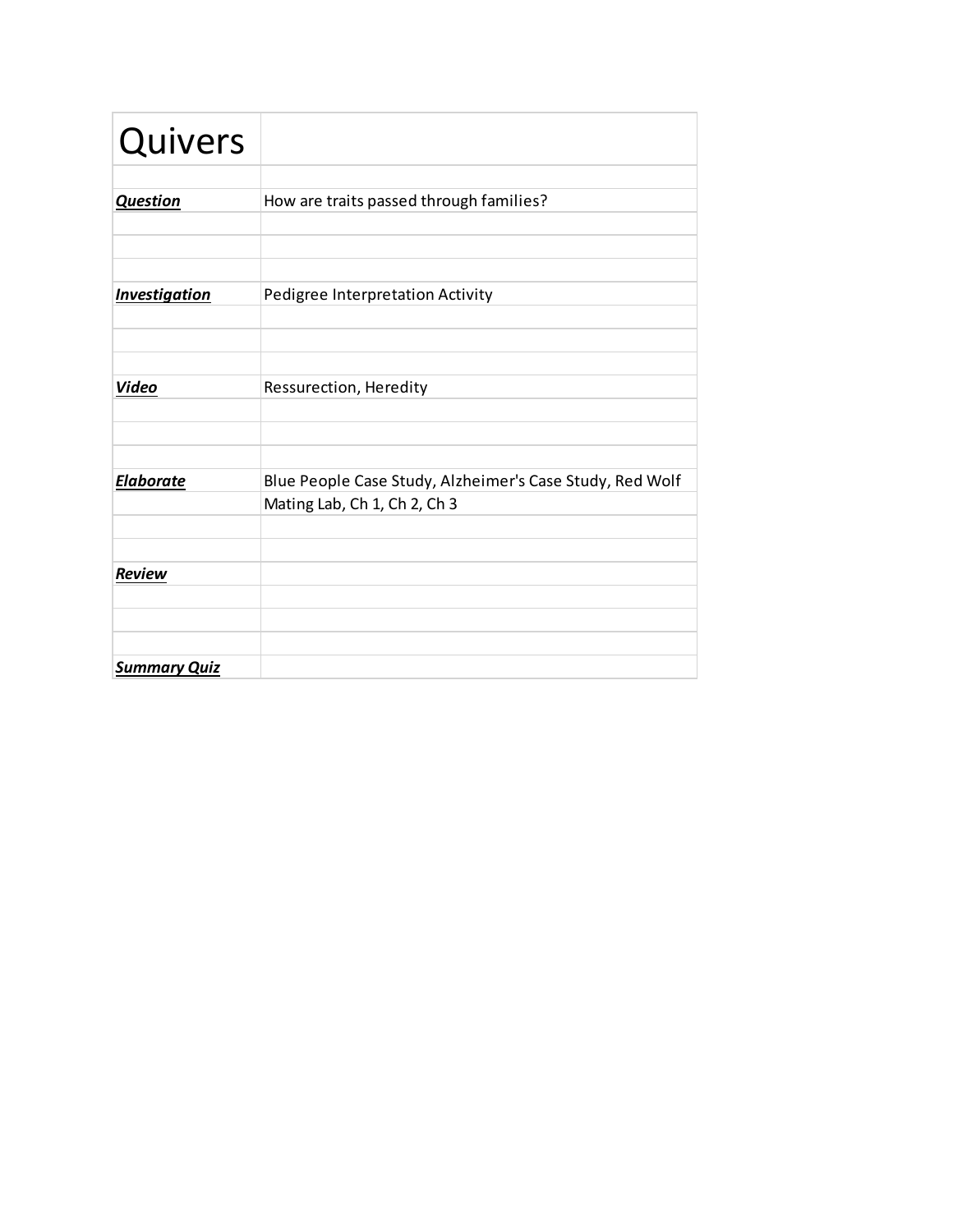| Quivers | |
|---|---|
| | |
| ***Question*** | How are traits passed through families? |
| | |
| | |
| | |
| ***Investigation*** | Pedigree Interpretation Activity |
| | |
| | |
| | |
| ***Video*** | Ressurection, Heredity |
| | |
| | |
| | |
| ***Elaborate*** | Blue People Case Study, Alzheimer's Case Study, Red Wolf |
| | Mating Lab, Ch 1, Ch 2, Ch 3 |
| | |
| | |
| ***Review*** | |
| | |
| | |
| | |
| ***Summary Quiz*** | |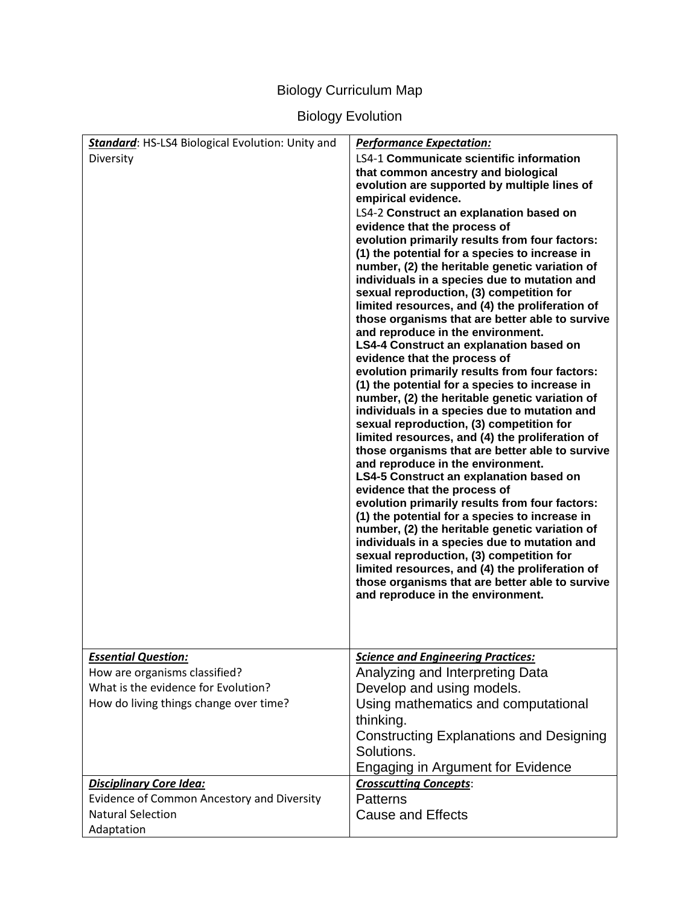Biology Curriculum Map

Biology Evolution

| ***Standard***: HS-LS4 Biological Evolution: Unity and Diversity | ***Performance Expectation:***<br>LS4-1 **Communicate scientific information that common ancestry and biological evolution are supported by multiple lines of empirical evidence.**<br>LS4-2 **Construct an explanation based on evidence that the process of evolution primarily results from four factors: (1) the potential for a species to increase in number, (2) the heritable genetic variation of individuals in a species due to mutation and sexual reproduction, (3) competition for limited resources, and (4) the proliferation of those organisms that are better able to survive and reproduce in the environment.**<br>**LS4-4 Construct an explanation based on evidence that the process of evolution primarily results from four factors: (1) the potential for a species to increase in number, (2) the heritable genetic variation of individuals in a species due to mutation and sexual reproduction, (3) competition for limited resources, and (4) the proliferation of those organisms that are better able to survive and reproduce in the environment.**<br>**LS4-5 Construct an explanation based on evidence that the process of evolution primarily results from four factors: (1) the potential for a species to increase in number, (2) the heritable genetic variation of individuals in a species due to mutation and sexual reproduction, (3) competition for limited resources, and (4) the proliferation of those organisms that are better able to survive and reproduce in the environment.** |
|---|---|
| ***Essential Question:***<br>How are organisms classified?<br>What is the evidence for Evolution?<br>How do living things change over time? | ***Science and Engineering Practices:***<br>Analyzing and Interpreting Data<br>Develop and using models.<br>Using mathematics and computational thinking.<br>Constructing Explanations and Designing Solutions.<br>Engaging in Argument for Evidence |
| ***Disciplinary Core Idea:***<br>Evidence of Common Ancestory and Diversity<br>Natural Selection<br>Adaptation | ***Crosscutting Concepts***:<br>Patterns<br>Cause and Effects |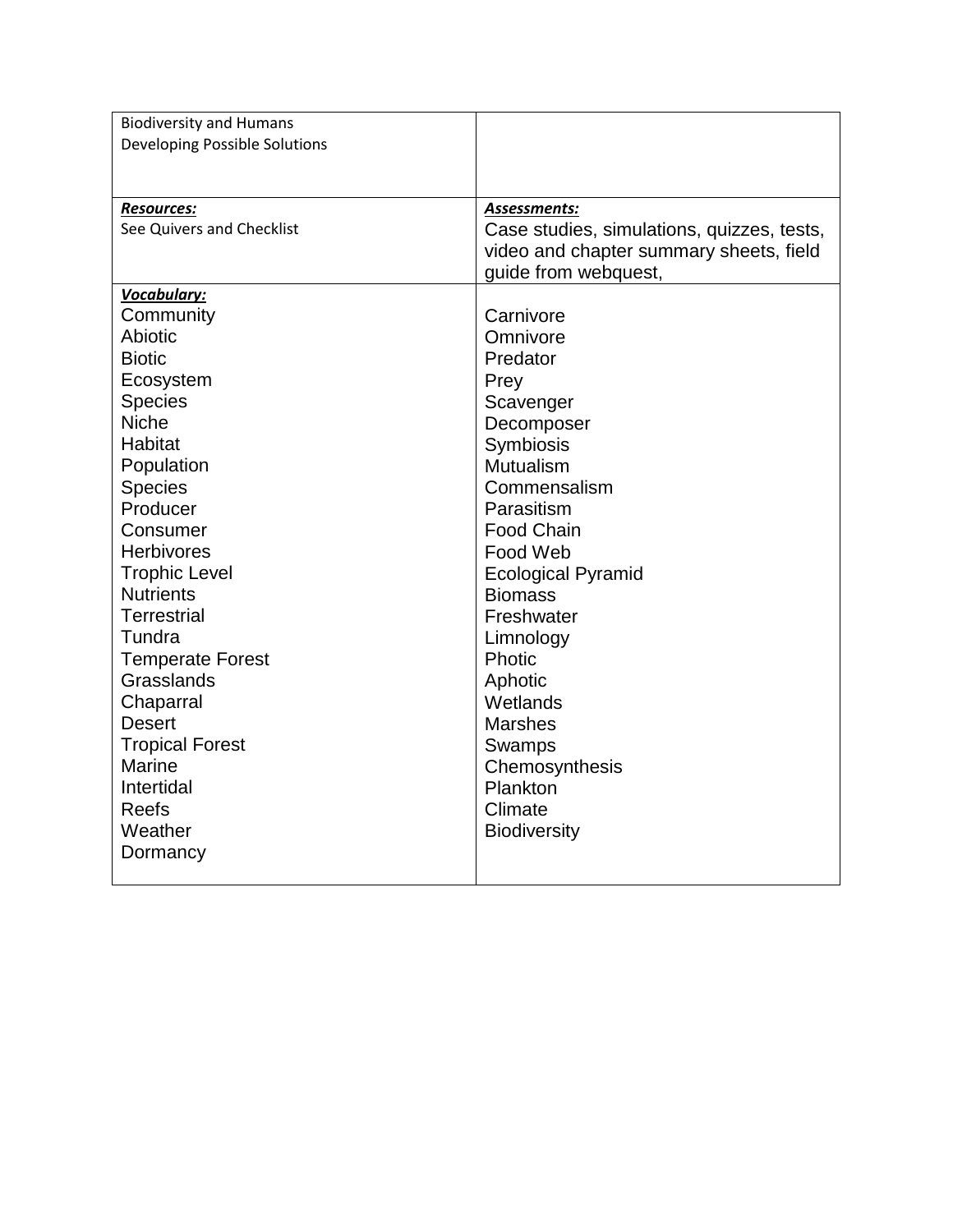| Biodiversity and Humans<br>Developing Possible Solutions | |
|---|---|
| ***Resources:***<br>See Quivers and Checklist | ***Assessments:***<br>Case studies, simulations, quizzes, tests, video and chapter summary sheets, field guide from webquest, |
| ***Vocabulary:***<br>Community<br>Abiotic<br>Biotic<br>Ecosystem<br>Species<br>Niche<br>Habitat<br>Population<br>Species<br>Producer<br>Consumer<br>Herbivores<br>Trophic Level<br>Nutrients<br>Terrestrial<br>Tundra<br>Temperate Forest<br>Grasslands<br>Chaparral<br>Desert<br>Tropical Forest<br>Marine<br>Intertidal<br>Reefs<br>Weather<br>Dormancy | Carnivore<br>Omnivore<br>Predator<br>Prey<br>Scavenger<br>Decomposer<br>Symbiosis<br>Mutualism<br>Commensalism<br>Parasitism<br>Food Chain<br>Food Web<br>Ecological Pyramid<br>Biomass<br>Freshwater<br>Limnology<br>Photic<br>Aphotic<br>Wetlands<br>Marshes<br>Swamps<br>Chemosynthesis<br>Plankton<br>Climate<br>Biodiversity |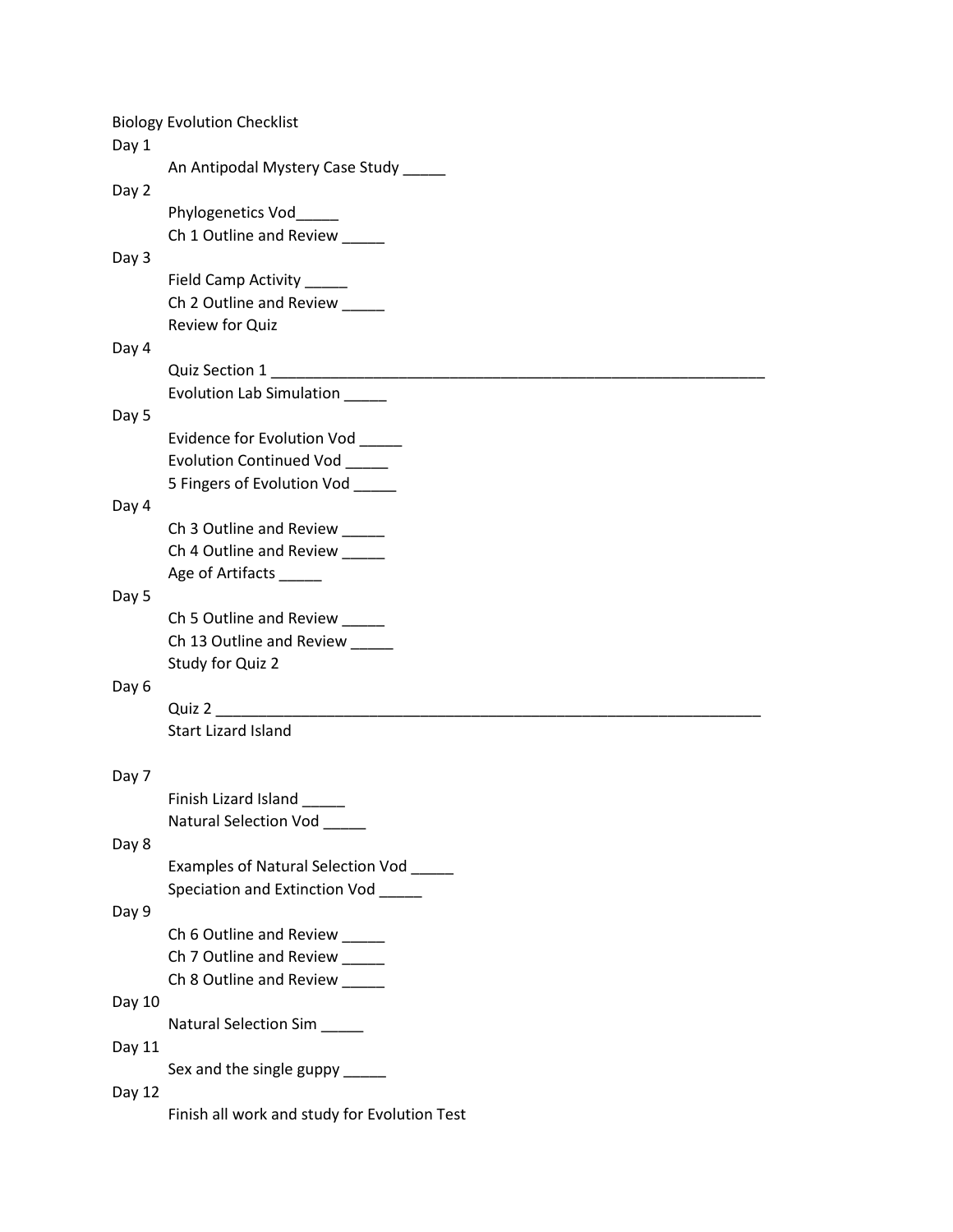Biology Evolution Checklist

Day 1

- An Antipodal Mystery Case Study _____

Day 2

- Phylogenetics Vod_____
- Ch 1 Outline and Review _____

Day 3

- Field Camp Activity _____
- Ch 2 Outline and Review _____
- Review for Quiz

Day 4

- Quiz Section 1 ____________________________________________________________
- Evolution Lab Simulation _____

Day 5

- Evidence for Evolution Vod _____
- Evolution Continued Vod _____
- 5 Fingers of Evolution Vod _____

Day 4

- Ch 3 Outline and Review _____
- Ch 4 Outline and Review _____
- Age of Artifacts _____

Day 5

- Ch 5 Outline and Review _____
- Ch 13 Outline and Review _____
- Study for Quiz 2

Day 6

- Quiz 2 ____________________________________________________________________
- Start Lizard Island

Day 7

- Finish Lizard Island _____
- Natural Selection Vod _____

Day 8

- Examples of Natural Selection Vod _____
- Speciation and Extinction Vod _____

Day 9

- Ch 6 Outline and Review _____
- Ch 7 Outline and Review _____
- Ch 8 Outline and Review _____

Day 10

- Natural Selection Sim _____

Day 11

- Sex and the single guppy _____

Day 12

- Finish all work and study for Evolution Test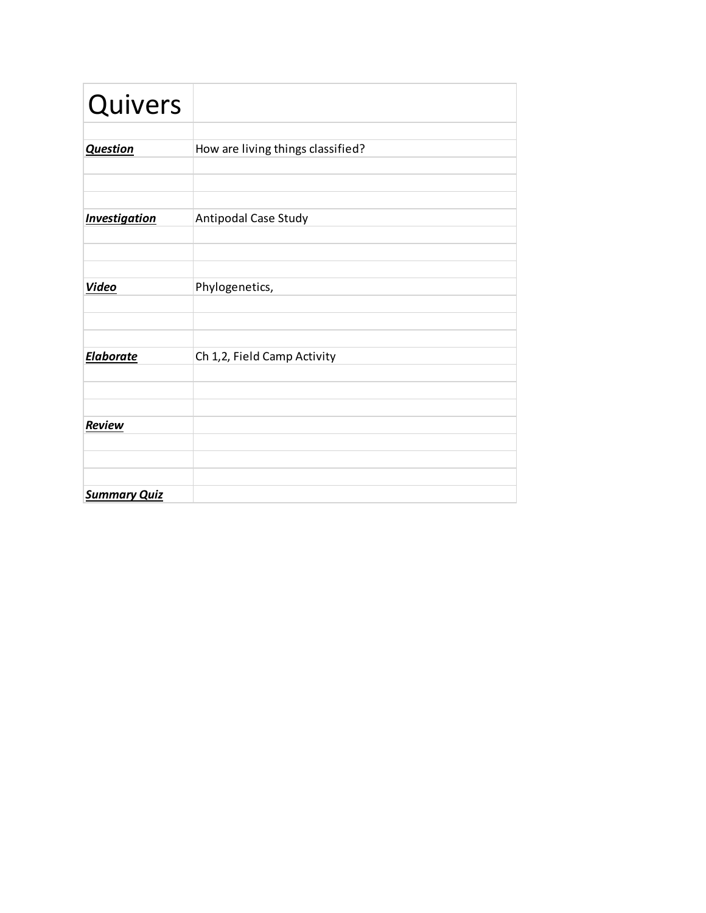| Quivers | |
|---|---|
| | |
| ***Question*** | How are living things classified? |
| | |
| | |
| | |
| ***Investigation*** | Antipodal Case Study |
| | |
| | |
| | |
| ***Video*** | Phylogenetics, |
| | |
| | |
| | |
| ***Elaborate*** | Ch 1,2, Field Camp Activity |
| | |
| | |
| | |
| ***Review*** | |
| | |
| | |
| | |
| ***Summary Quiz*** | |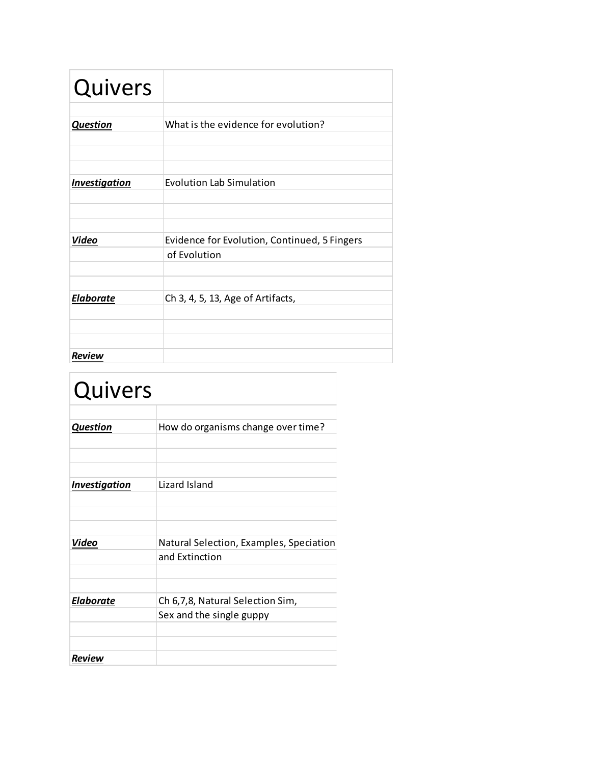| Quivers | |
|---|---|
| | |
| ***Question*** | What is the evidence for evolution? |
| | |
| | |
| | |
| ***Investigation*** | Evolution Lab Simulation |
| | |
| | |
| | |
| ***Video*** | Evidence for Evolution, Continued, 5 Fingers |
| | of Evolution |
| | |
| | |
| ***Elaborate*** | Ch 3, 4, 5, 13, Age of Artifacts, |
| | |
| | |
| | |
| ***Review*** | |

| Quivers | |
|---|---|
| | |
| ***Question*** | How do organisms change over time? |
| | |
| | |
| | |
| ***Investigation*** | Lizard Island |
| | |
| | |
| | |
| ***Video*** | Natural Selection, Examples, Speciation |
| | and Extinction |
| | |
| | |
| ***Elaborate*** | Ch 6,7,8, Natural Selection Sim, |
| | Sex and the single guppy |
| | |
| | |
| ***Review*** | |